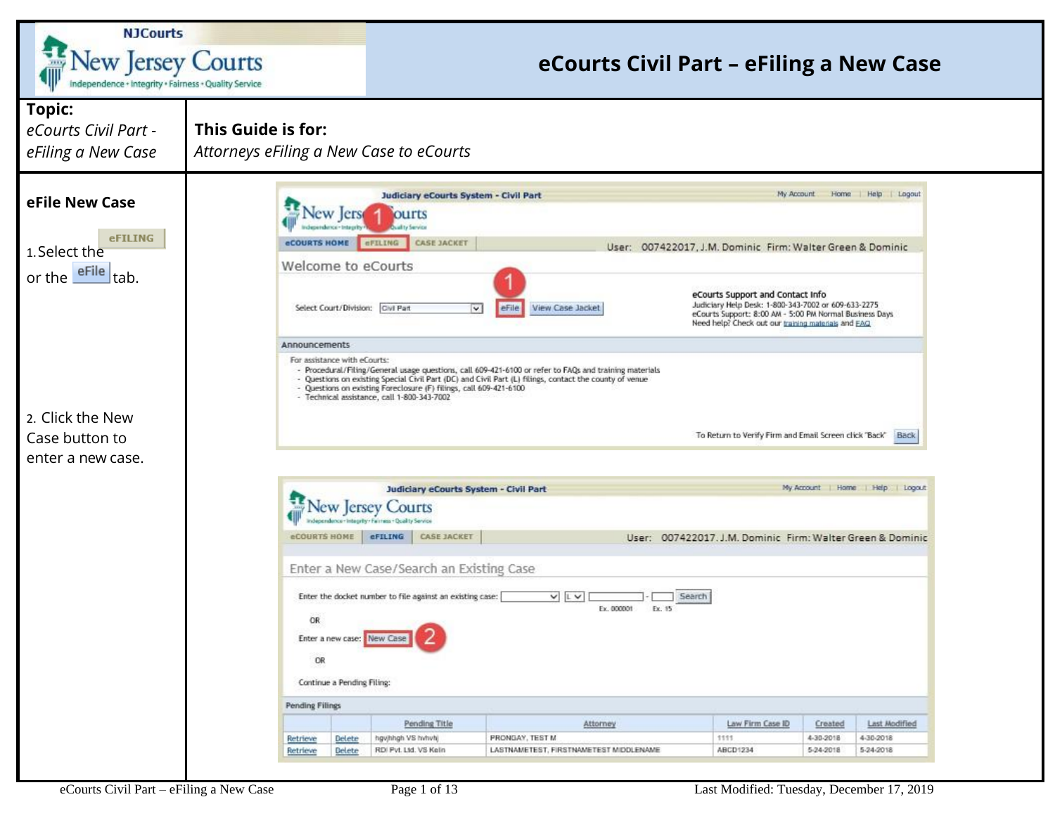# eCourts Civil Part – eFiling a New Case

| Topic: | This Guide is for: |
|---|---|
| *eCourts Civil Part - eFiling a New Case* | *Attorneys eFiling a New Case to eCourts* |

## eFile New Case

1. Select the eFILING or the eFile tab.

2. Click the New Case button to enter a new case.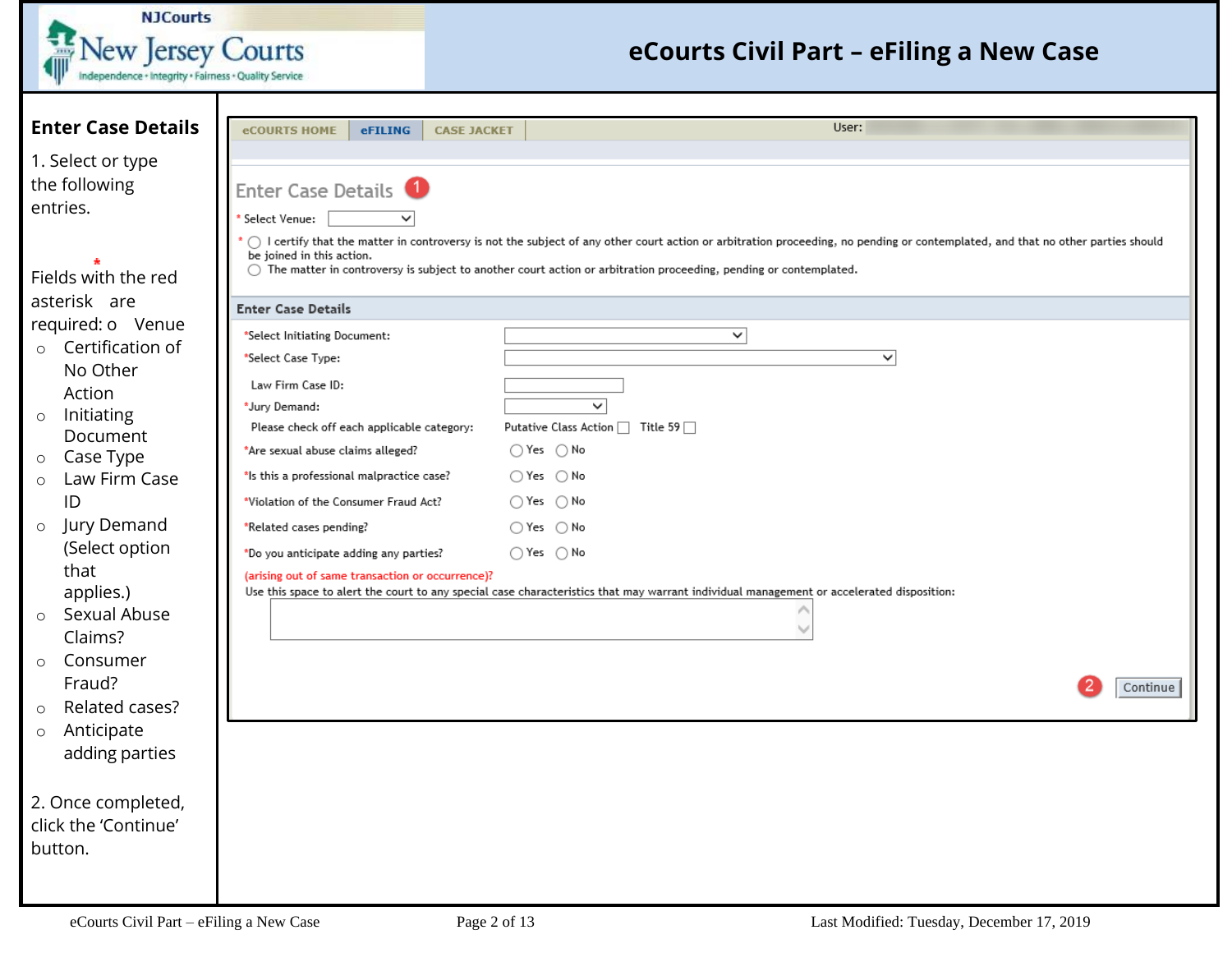# eCourts Civil Part – eFiling a New Case

## Enter Case Details

1. Select or type the following entries.

Fields with the red asterisk * are required:

- Venue
- Certification of No Other Action
- Initiating Document
- Case Type
- Law Firm Case ID
- Jury Demand (Select option that applies.)
- Sexual Abuse Claims?
- Consumer Fraud?
- Related cases?
- Anticipate adding parties

2. Once completed, click the 'Continue' button.

eCOURTS HOME | eFILING | CASE JACKET

User:

**Enter Case Details** ①

\* Select Venue:

\* ◯ I certify that the matter in controversy is not the subject of any other court action or arbitration proceeding, no pending or contemplated, and that no other parties should be joined in this action.
◯ The matter in controversy is subject to another court action or arbitration proceeding, pending or contemplated.

**Enter Case Details**

\*Select Initiating Document:

\*Select Case Type:

Law Firm Case ID:

\*Jury Demand:

Please check off each applicable category: Putative Class Action ☐ Title 59 ☐

\*Are sexual abuse claims alleged? ◯ Yes ◯ No

\*Is this a professional malpractice case? ◯ Yes ◯ No

\*Violation of the Consumer Fraud Act? ◯ Yes ◯ No

\*Related cases pending? ◯ Yes ◯ No

\*Do you anticipate adding any parties? ◯ Yes ◯ No

(arising out of same transaction or occurrence)?

Use this space to alert the court to any special case characteristics that may warrant individual management or accelerated disposition:

② Continue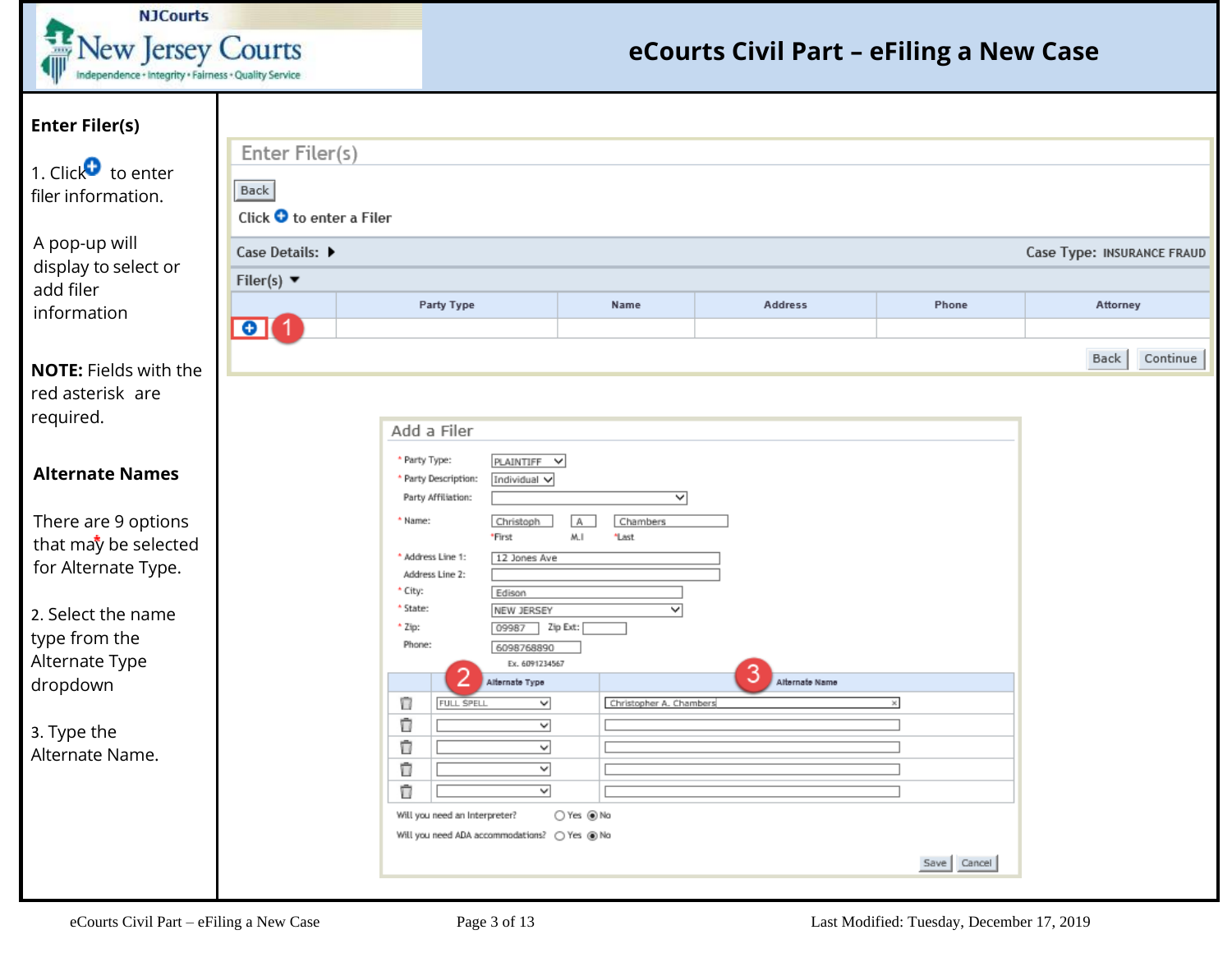# eCourts Civil Part – eFiling a New Case

## Enter Filer(s)

1. Click ⊕ to enter filer information.

A pop-up will display to select or add filer information

**NOTE:** Fields with the red asterisk are required.

### Alternate Names

There are 9 options that may be selected for Alternate Type.

2. Select the name type from the Alternate Type dropdown

3. Type the Alternate Name.

**Enter Filer(s)**

Back

Click ⊕ to enter a Filer

Case Details: ▶ Case Type: INSURANCE FRAUD

Filer(s) ▼

| | Party Type | Name | Address | Phone | Attorney |
|---|---|---|---|---|---|
| ⊕ (1) | | | | | |

Back Continue

**Add a Filer**

- * Party Type: PLAINTIFF
- * Party Description: Individual
- Party Affiliation:
- * Name: Christoph (*First) A (M.I) Chambers (*Last)
- * Address Line 1: 12 Jones Ave
- Address Line 2:
- * City: Edison
- * State: NEW JERSEY
- * Zip: 09987 Zip Ext:
- Phone: 6098768890 (Ex. 6091234567)

| | Alternate Type (2) | Alternate Name (3) |
|---|---|---|
| 🗑 | FULL SPELL | Christopher A. Chambers |
| 🗑 | | |
| 🗑 | | |
| 🗑 | | |
| 🗑 | | |

Will you need an Interpreter? ○ Yes ◉ No

Will you need ADA accommodations? ○ Yes ◉ No

Save Cancel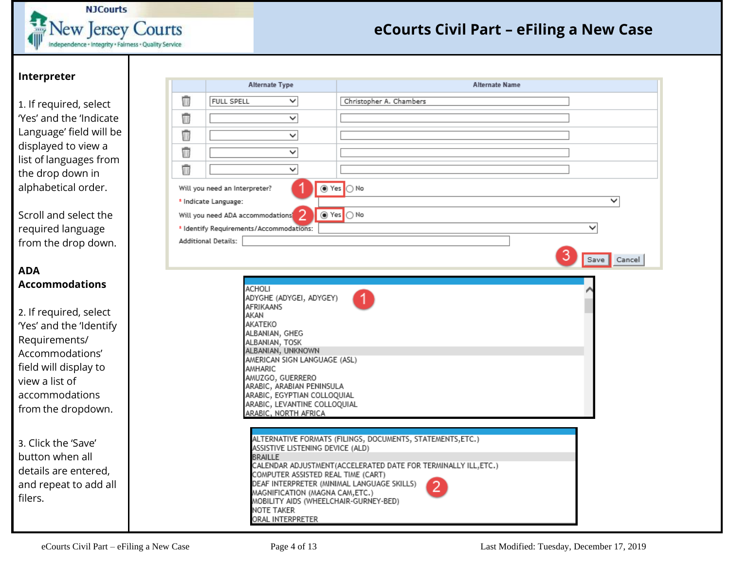## Interpreter

1. If required, select 'Yes' and the 'Indicate Language' field will be displayed to view a list of languages from the drop down in alphabetical order.

Scroll and select the required language from the drop down.

## ADA Accommodations

2. If required, select 'Yes' and the 'Identify Requirements/ Accommodations' field will display to view a list of accommodations from the dropdown.

3. Click the 'Save' button when all details are entered, and repeat to add all filers.

| | Alternate Type | Alternate Name |
|---|---|---|
| 🗑 | FULL SPELL | Christopher A. Chambers |
| 🗑 | | |
| 🗑 | | |
| 🗑 | | |
| 🗑 | | |

Will you need an Interpreter? (1) ◉ Yes ○ No

\* Indicate Language:

Will you need ADA accommodations? (2) ◉ Yes ○ No

\* Identify Requirements/Accommodations:

Additional Details:

(3) Save | Cancel

(1)
- ACHOLI
- ADYGHE (ADYGEI, ADYGEY)
- AFRIKAANS
- AKAN
- AKATEKO
- ALBANIAN, GHEG
- ALBANIAN, TOSK
- ALBANIAN, UNKNOWN
- AMERICAN SIGN LANGUAGE (ASL)
- AMHARIC
- AMUZGO, GUERRERO
- ARABIC, ARABIAN PENINSULA
- ARABIC, EGYPTIAN COLLOQUIAL
- ARABIC, LEVANTINE COLLOQUIAL
- ARABIC, NORTH AFRICA

(2)
- ALTERNATIVE FORMATS (FILINGS, DOCUMENTS, STATEMENTS,ETC.)
- ASSISTIVE LISTENING DEVICE (ALD)
- BRAILLE
- CALENDAR ADJUSTMENT(ACCELERATED DATE FOR TERMINALLY ILL,ETC.)
- COMPUTER ASSISTED REAL TIME (CART)
- DEAF INTERPRETER (MINIMAL LANGUAGE SKILLS)
- MAGNIFICATION (MAGNA CAM,ETC.)
- MOBILITY AIDS (WHEELCHAIR-GURNEY-BED)
- NOTE TAKER
- ORAL INTERPRETER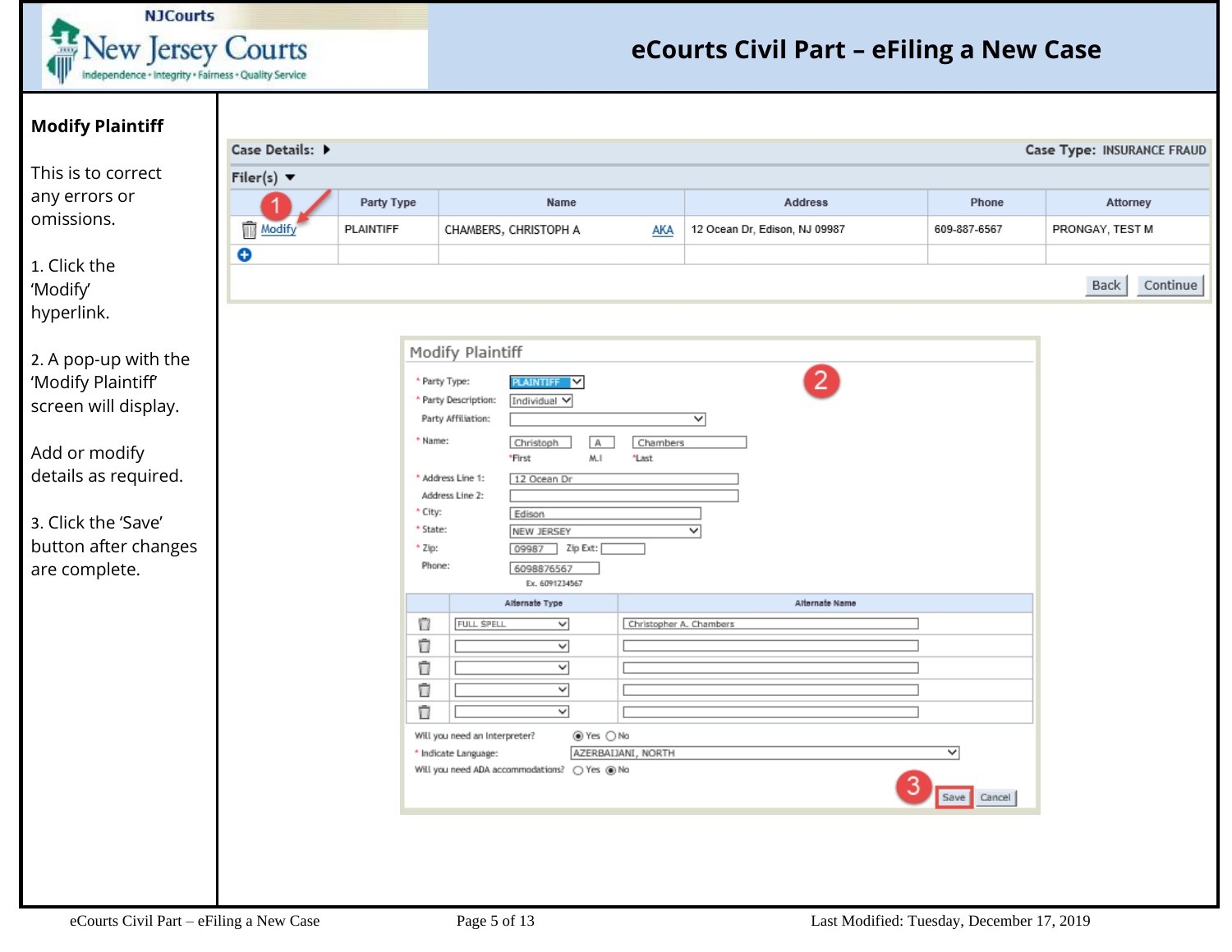## Modify Plaintiff

This is to correct any errors or omissions.

1. Click the 'Modify' hyperlink.

2. A pop-up with the 'Modify Plaintiff' screen will display.

Add or modify details as required.

3. Click the 'Save' button after changes are complete.

**Case Details:** ▶ **Case Type:** INSURANCE FRAUD

**Filer(s)** ▼

| | Party Type | Name | Address | Phone | Attorney |
|---|---|---|---|---|---|
| Modify | PLAINTIFF | CHAMBERS, CHRISTOPH A AKA | 12 Ocean Dr, Edison, NJ 09987 | 609-887-6567 | PRONGAY, TEST M |

Back | Continue

### Modify Plaintiff

- \* Party Type: PLAINTIFF
- \* Party Description: Individual
- Party Affiliation:
- \* Name: Christoph (\*First) A (M.I) Chambers (\*Last)
- \* Address Line 1: 12 Ocean Dr
- Address Line 2:
- \* City: Edison
- \* State: NEW JERSEY
- \* Zip: 09987 Zip Ext:
- Phone: 6098876567 Ex. 6091234567

| Alternate Type | Alternate Name |
|---|---|
| FULL SPELL | Christopher A. Chambers |
| | |
| | |
| | |
| | |

- Will you need an Interpreter? (•) Yes ( ) No
- \* Indicate Language: AZERBAIJANI, NORTH
- Will you need ADA accommodations? ( ) Yes (•) No

Save | Cancel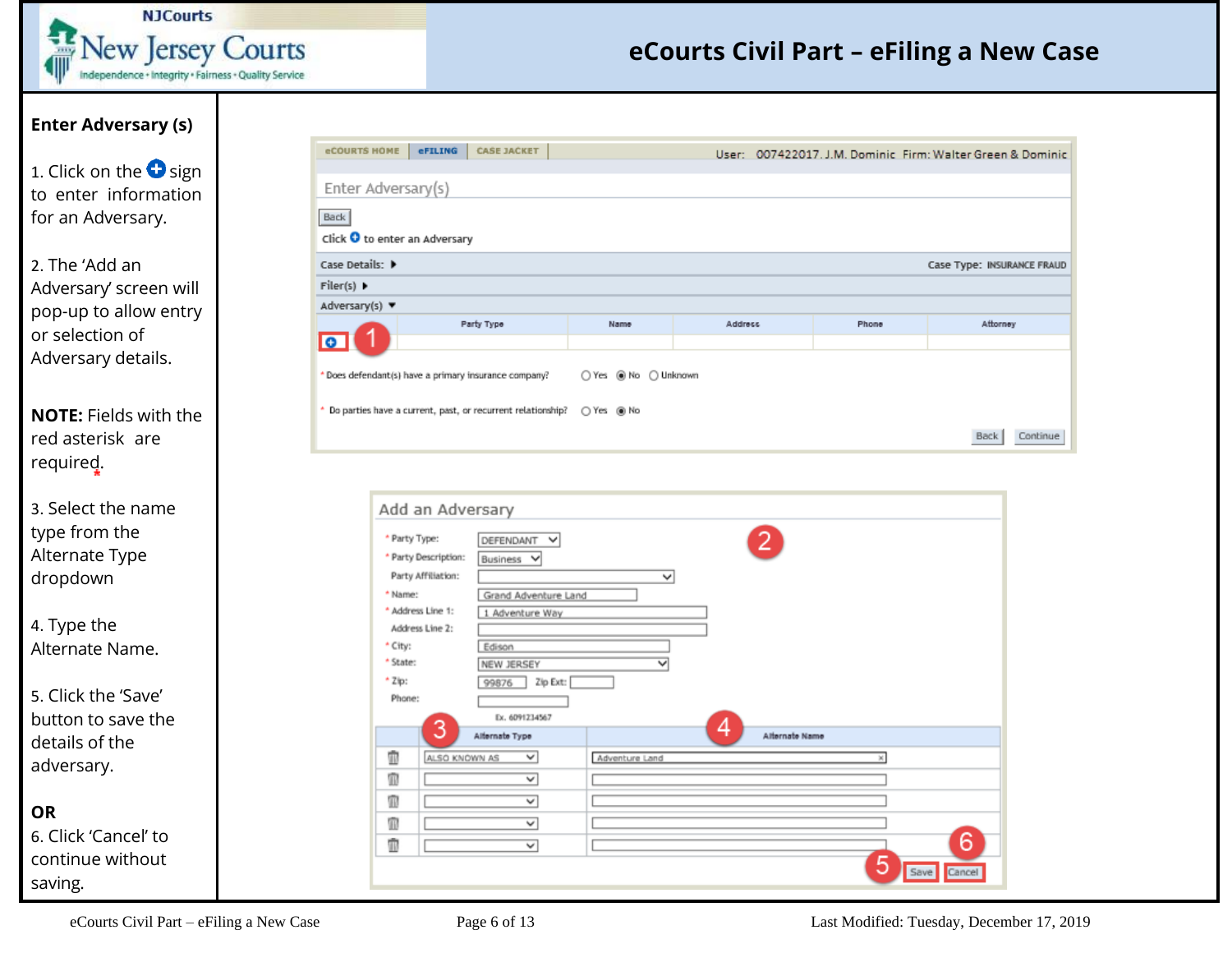# eCourts Civil Part – eFiling a New Case

## Enter Adversary (s)

1. Click on the ⊕ sign to enter information for an Adversary.

2. The 'Add an Adversary' screen will pop-up to allow entry or selection of Adversary details.

**NOTE:** Fields with the red asterisk * are required.

3. Select the name type from the Alternate Type dropdown

4. Type the Alternate Name.

5. Click the 'Save' button to save the details of the adversary.

**OR**

6. Click 'Cancel' to continue without saving.

eCOURTS HOME | eFILING | CASE JACKET

User: 007422017. J.M. Dominic Firm: Walter Green & Dominic

Enter Adversary(s)

Back

Click ⊕ to enter an Adversary

Case Details: ▸ Case Type: INSURANCE FRAUD

Filer(s) ▸

Adversary(s) ▾

| | Party Type | Name | Address | Phone | Attorney |
|---|---|---|---|---|---|
| ⊕ (1) | | | | | |

\* Does defendant(s) have a primary insurance company? ○ Yes ◉ No ○ Unknown

\* Do parties have a current, past, or recurrent relationship? ○ Yes ◉ No

Back | Continue

Add an Adversary (2)

- \* Party Type: DEFENDANT
- \* Party Description: Business
- Party Affiliation:
- \* Name: Grand Adventure Land
- \* Address Line 1: 1 Adventure Way
- Address Line 2:
- \* City: Edison
- \* State: NEW JERSEY
- \* Zip: 99876 Zip Ext:
- Phone: Ex. 6091234567

| | (3) Alternate Type | (4) Alternate Name |
|---|---|---|
| 🗑 | ALSO KNOWN AS | Adventure Land |
| 🗑 | | |
| 🗑 | | |
| 🗑 | | |
| 🗑 | | |

(5) Save | (6) Cancel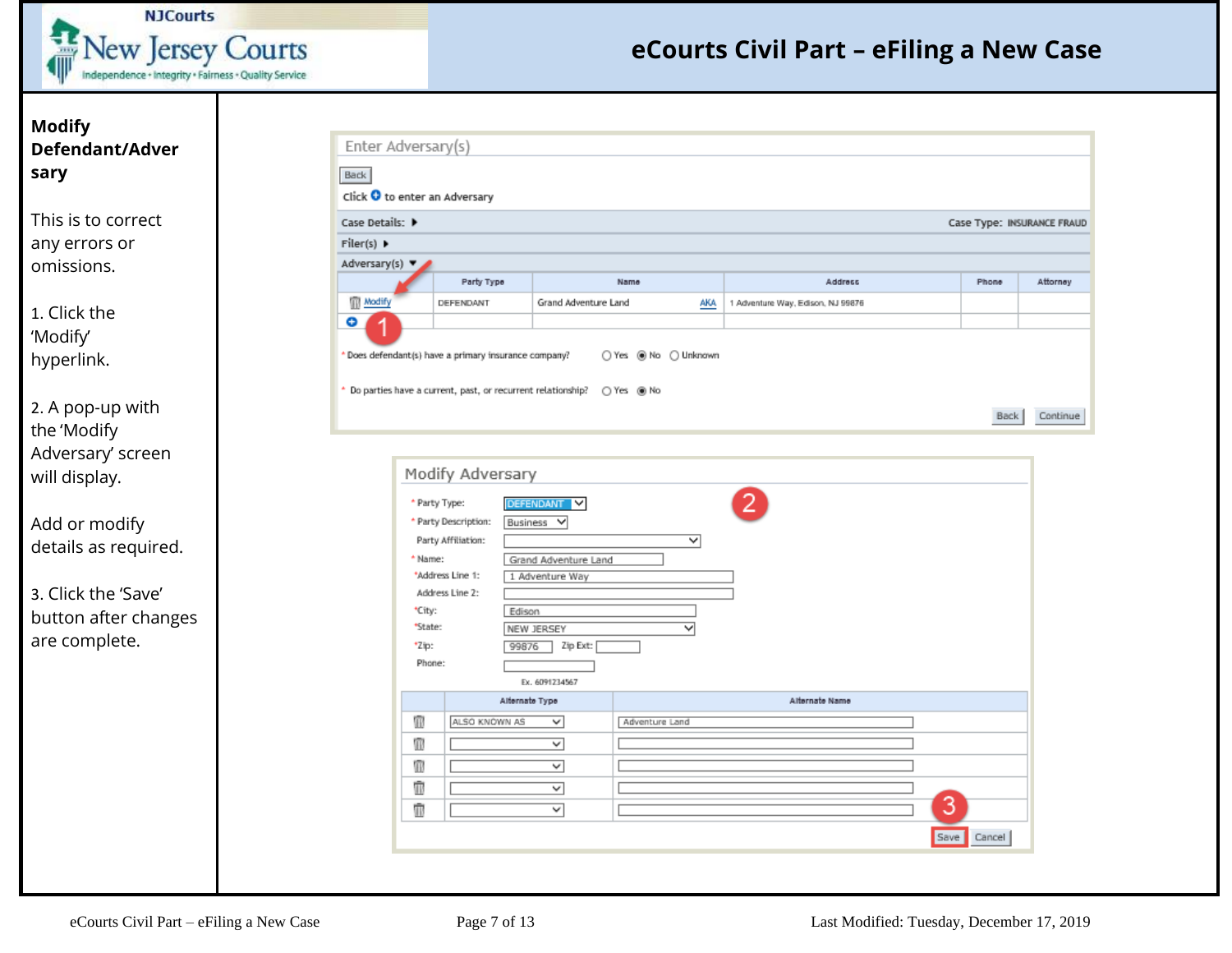# eCourts Civil Part – eFiling a New Case

**Modify Defendant/Adversary**

This is to correct any errors or omissions.

1. Click the 'Modify' hyperlink.

2. A pop-up with the 'Modify Adversary' screen will display.

Add or modify details as required.

3. Click the 'Save' button after changes are complete.

Enter Adversary(s)

Back

Click to enter an Adversary

Case Details: Case Type: INSURANCE FRAUD

Filer(s)

Adversary(s)

| | Party Type | Name | | Address | Phone | Attorney |
|---|---|---|---|---|---|---|
| Modify | DEFENDANT | Grand Adventure Land | AKA | 1 Adventure Way, Edison, NJ 99876 | | |

\* Does defendant(s) have a primary insurance company? Yes No Unknown

\* Do parties have a current, past, or recurrent relationship? Yes No

Back Continue

Modify Adversary

- \* Party Type: DEFENDANT
- \* Party Description: Business
- Party Affiliation:
- \* Name: Grand Adventure Land
- \*Address Line 1: 1 Adventure Way
- Address Line 2:
- \*City: Edison
- \*State: NEW JERSEY
- \*Zip: 99876 Zip Ext:
- Phone: Ex. 6091234567

| | Alternate Type | Alternate Name |
|---|---|---|
| | ALSO KNOWN AS | Adventure Land |
| | | |
| | | |
| | | |
| | | |

Save Cancel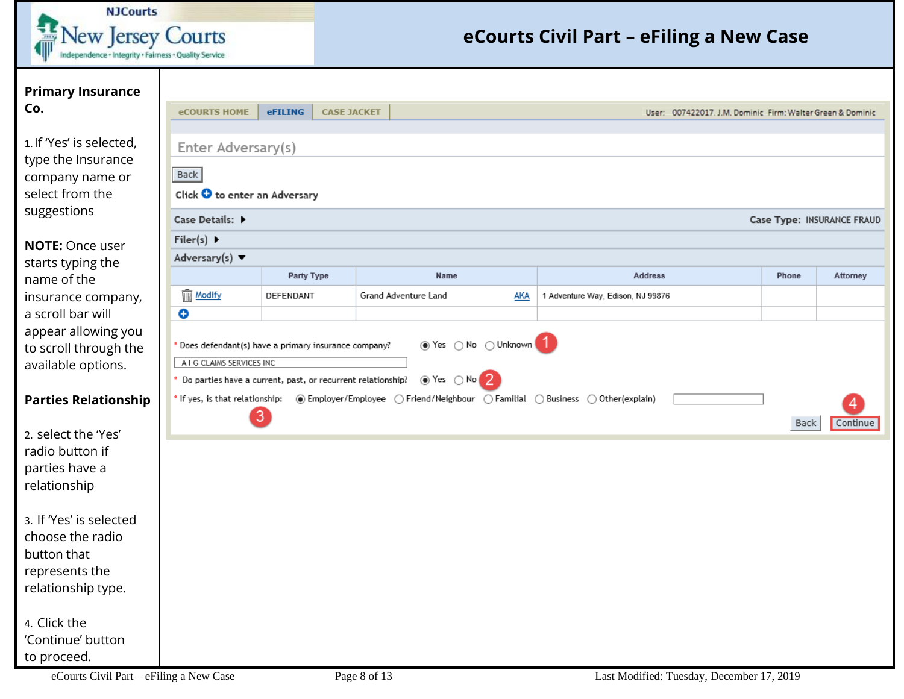# eCourts Civil Part – eFiling a New Case

**Primary Insurance Co.**

1. If 'Yes' is selected, type the Insurance company name or select from the suggestions

**NOTE:** Once user starts typing the name of the insurance company, a scroll bar will appear allowing you to scroll through the available options.

**Parties Relationship**

2. select the 'Yes' radio button if parties have a relationship

3. If 'Yes' is selected choose the radio button that represents the relationship type.

4. Click the 'Continue' button to proceed.

eCOURTS HOME | eFILING | CASE JACKET — User: 007422017 J.M. Dominic Firm: Walter Green & Dominic

Enter Adversary(s)

Back

Click ⊕ to enter an Adversary

Case Details: ▶ — Case Type: INSURANCE FRAUD

Filer(s) ▶

Adversary(s) ▼

| | Party Type | Name | Address | Phone | Attorney |
|---|---|---|---|---|---|
| Modify | DEFENDANT | Grand Adventure Land AKA | 1 Adventure Way, Edison, NJ 99876 | | |
| ⊕ | | | | | |

\* Does defendant(s) have a primary insurance company? (•) Yes ( ) No ( ) Unknown **1**

A I G CLAIMS SERVICES INC

\* Do parties have a current, past, or recurrent relationship? (•) Yes ( ) No **2**

\* If yes, is that relationship: (•) Employer/Employee ( ) Friend/Neighbour ( ) Familial ( ) Business ( ) Other(explain) **3**

Back | Continue **4**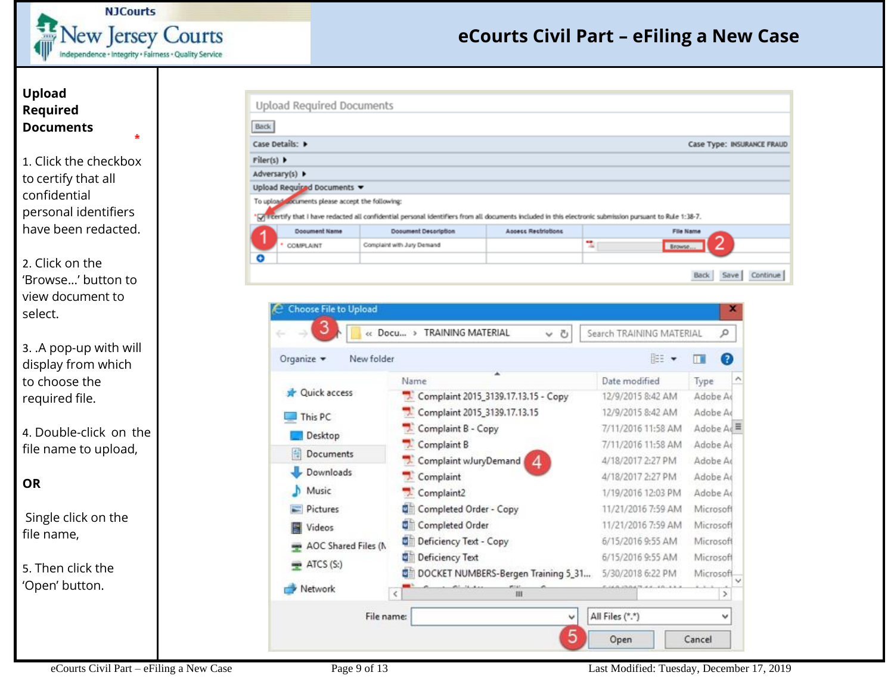# eCourts Civil Part – eFiling a New Case

**Upload Required Documents**

1. Click the checkbox to certify that all confidential personal identifiers have been redacted.

2. Click on the 'Browse…' button to view document to select.

3. .A pop-up with will display from which to choose the required file.

4. Double-click on the file name to upload,

**OR**

Single click on the file name,

5. Then click the 'Open' button.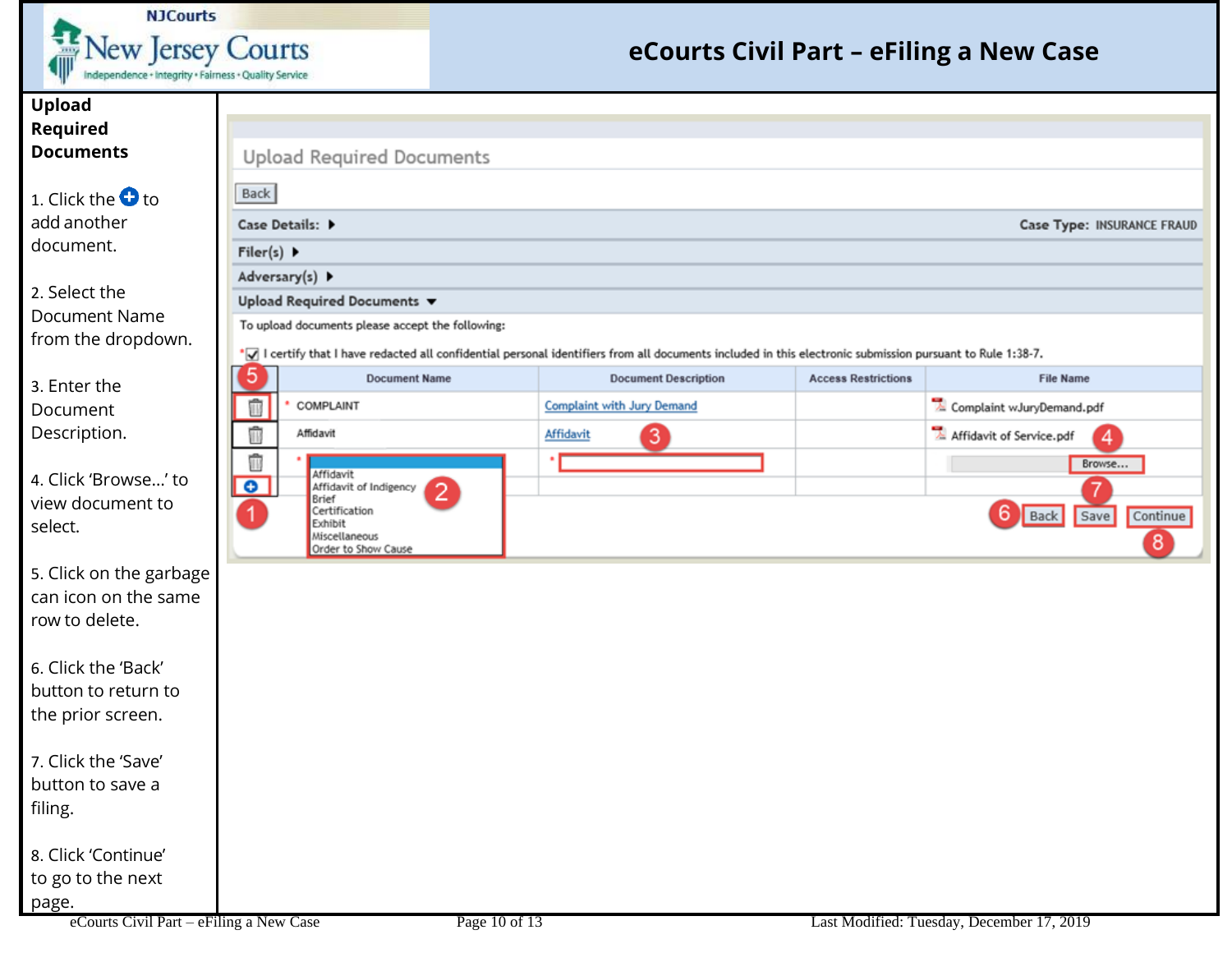# eCourts Civil Part – eFiling a New Case

## Upload Required Documents

1. Click the ⊕ to add another document.

2. Select the Document Name from the dropdown.

3. Enter the Document Description.

4. Click 'Browse…' to view document to select.

5. Click on the garbage can icon on the same row to delete.

6. Click the 'Back' button to return to the prior screen.

7. Click the 'Save' button to save a filing.

8. Click 'Continue' to go to the next page.

Upload Required Documents

Back

Case Details: ▸ Case Type: INSURANCE FRAUD

Filer(s) ▸

Adversary(s) ▸

Upload Required Documents ▾

To upload documents please accept the following:

* ☑ I certify that I have redacted all confidential personal identifiers from all documents included in this electronic submission pursuant to Rule 1:38-7.

| | Document Name | Document Description | Access Restrictions | File Name |
|---|---|---|---|---|
| 🗑 | * COMPLAINT | Complaint with Jury Demand | | Complaint wJuryDemand.pdf |
| 🗑 | Affidavit | Affidavit | | Affidavit of Service.pdf |
| 🗑 | * [Affidavit / Affidavit of Indigency / Brief / Certification / Exhibit / Miscellaneous / Order to Show Cause] | * | | Browse… |
| ⊕ | | | | |

Back | Save | Continue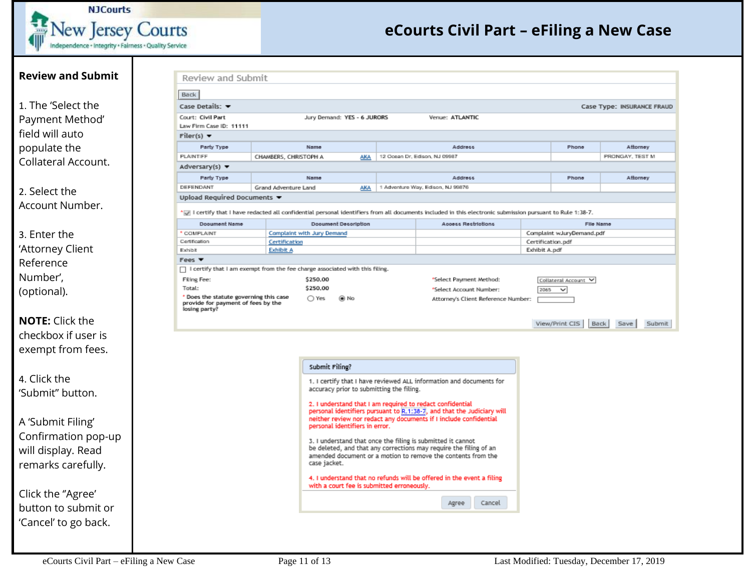# eCourts Civil Part – eFiling a New Case

## Review and Submit

1. The 'Select the Payment Method' field will auto populate the Collateral Account.

2. Select the Account Number.

3. Enter the 'Attorney Client Reference Number', (optional).

**NOTE:** Click the checkbox if user is exempt from fees.

4. Click the 'Submit" button.

A 'Submit Filing' Confirmation pop-up will display. Read remarks carefully.

Click the "Agree' button to submit or 'Cancel' to go back.

---

**Review and Submit**

Back

**Case Details:** ▼ Case Type: INSURANCE FRAUD

Court: Civil Part Jury Demand: YES - 6 JURORS Venue: ATLANTIC

Law Firm Case ID: 11111

**Filer(s)** ▼

| Party Type | Name | | Address | Phone | Attorney |
|---|---|---|---|---|---|
| PLAINTIFF | CHAMBERS, CHRISTOPH A | AKA | 12 Ocean Dr, Edison, NJ 08887 | | PRONGAY, TEST M |

**Adversary(s)** ▼

| Party Type | Name | | Address | Phone | Attorney |
|---|---|---|---|---|---|
| DEFENDANT | Grand Adventure Land | AKA | 1 Adventure Way, Edison, NJ 98876 | | |

**Upload Required Documents** ▼

* ☑ I certify that I have redacted all confidential personal identifiers from all documents included in this electronic submission pursuant to Rule 1:38-7.

| Document Name | Document Description | Access Restrictions | File Name |
|---|---|---|---|
| * COMPLAINT | Complaint with Jury Demand | | Complaint wJuryDemand.pdf |
| Certification | Certification | | Certification.pdf |
| Exhibit | Exhibit A | | Exhibit A.pdf |

**Fees** ▼

☐ I certify that I am exempt from the fee charge associated with this filing.

Filing Fee: $250.00 *Select Payment Method: Collateral Account

Total: $250.00 *Select Account Number: 2065

* Does the statute governing this case provide for payment of fees by the losing party? ○ Yes ◉ No Attorney's Client Reference Number:

View/Print CIS | Back | Save | Submit

---

**Submit Filing?**

1. I certify that I have reviewed ALL information and documents for accuracy prior to submitting the filing.

2. I understand that I am required to redact confidential personal identifiers pursuant to R.1:38-7, and that the Judiciary will neither review nor redact any documents if I include confidential personal identifiers in error.

3. I understand that once the filing is submitted it cannot be deleted, and that any corrections may require the filing of an amended document or a motion to remove the contents from the case jacket.

4. I understand that no refunds will be offered in the event a filing with a court fee is submitted erroneously.

Agree | Cancel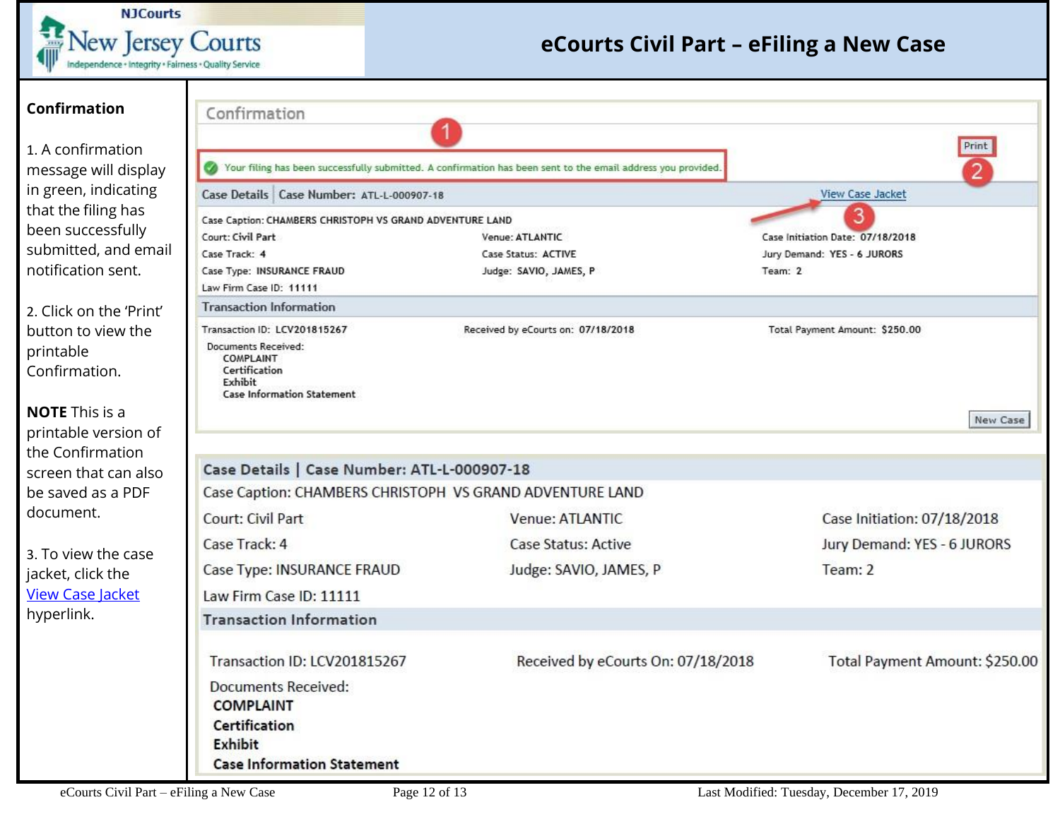## Confirmation

1. A confirmation message will display in green, indicating that the filing has been successfully submitted, and email notification sent.

2. Click on the 'Print' button to view the printable Confirmation.

**NOTE** This is a printable version of the Confirmation screen that can also be saved as a PDF document.

3. To view the case jacket, click the View Case Jacket hyperlink.

### Confirmation

Your filing has been successfully submitted. A confirmation has been sent to the email address you provided.

Print

**Case Details | Case Number:** ATL-L-000907-18 — View Case Jacket

Case Caption: CHAMBERS CHRISTOPH VS GRAND ADVENTURE LAND

| | | |
|---|---|---|
| Court: Civil Part | Venue: ATLANTIC | Case Initiation Date: 07/18/2018 |
| Case Track: 4 | Case Status: ACTIVE | Jury Demand: YES - 6 JURORS |
| Case Type: INSURANCE FRAUD | Judge: SAVIO, JAMES, P | Team: 2 |

Law Firm Case ID: 11111

**Transaction Information**

| | | |
|---|---|---|
| Transaction ID: LCV201815267 | Received by eCourts on: 07/18/2018 | Total Payment Amount: $250.00 |

Documents Received:
- COMPLAINT
- Certification
- Exhibit
- Case Information Statement

New Case

---

**Case Details | Case Number: ATL-L-000907-18**

Case Caption: CHAMBERS CHRISTOPH VS GRAND ADVENTURE LAND

| | | |
|---|---|---|
| Court: Civil Part | Venue: ATLANTIC | Case Initiation: 07/18/2018 |
| Case Track: 4 | Case Status: Active | Jury Demand: YES - 6 JURORS |
| Case Type: INSURANCE FRAUD | Judge: SAVIO, JAMES, P | Team: 2 |

Law Firm Case ID: 11111

**Transaction Information**

| | | |
|---|---|---|
| Transaction ID: LCV201815267 | Received by eCourts On: 07/18/2018 | Total Payment Amount: $250.00 |

Documents Received:
- **COMPLAINT**
- **Certification**
- **Exhibit**
- **Case Information Statement**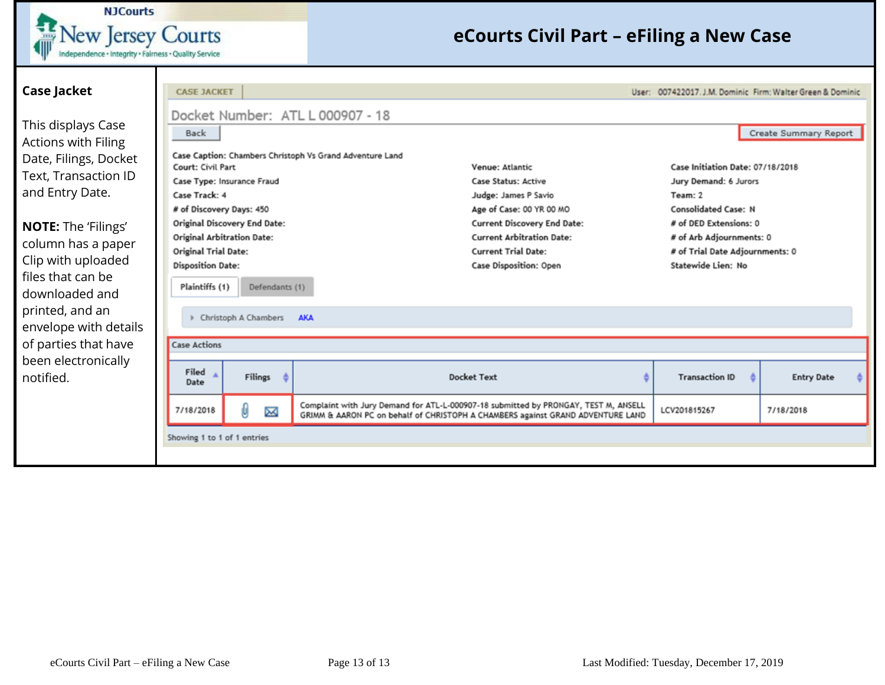# eCourts Civil Part – eFiling a New Case

## Case Jacket

This displays Case Actions with Filing Date, Filings, Docket Text, Transaction ID and Entry Date.

**NOTE:** The 'Filings' column has a paper Clip with uploaded files that can be downloaded and printed, and an envelope with details of parties that have been electronically notified.

CASE JACKET

User: 007422017 J.M. Dominic Firm: Walter Green & Dominic

Docket Number: ATL L 000907 - 18

Back

Create Summary Report

Case Caption: Chambers Christoph Vs Grand Adventure Land

| | | |
|---|---|---|
| Court: Civil Part | Venue: Atlantic | Case Initiation Date: 07/18/2018 |
| Case Type: Insurance Fraud | Case Status: Active | Jury Demand: 6 Jurors |
| Case Track: 4 | Judge: James P Savio | Team: 2 |
| # of Discovery Days: 450 | Age of Case: 00 YR 00 MO | Consolidated Case: N |
| Original Discovery End Date: | Current Discovery End Date: | # of DED Extensions: 0 |
| Original Arbitration Date: | Current Arbitration Date: | # of Arb Adjournments: 0 |
| Original Trial Date: | Current Trial Date: | # of Trial Date Adjournments: 0 |
| Disposition Date: | Case Disposition: Open | Statewide Lien: No |

Plaintiffs (1) | Defendants (1)

Christoph A Chambers AKA

Case Actions

| Filed Date | Filings | Docket Text | Transaction ID | Entry Date |
|---|---|---|---|---|
| 7/18/2018 | | Complaint with Jury Demand for ATL-L-000907-18 submitted by PRONGAY, TEST M, ANSELL GRIMM & AARON PC on behalf of CHRISTOPH A CHAMBERS against GRAND ADVENTURE LAND | LCV201815267 | 7/18/2018 |

Showing 1 to 1 of 1 entries